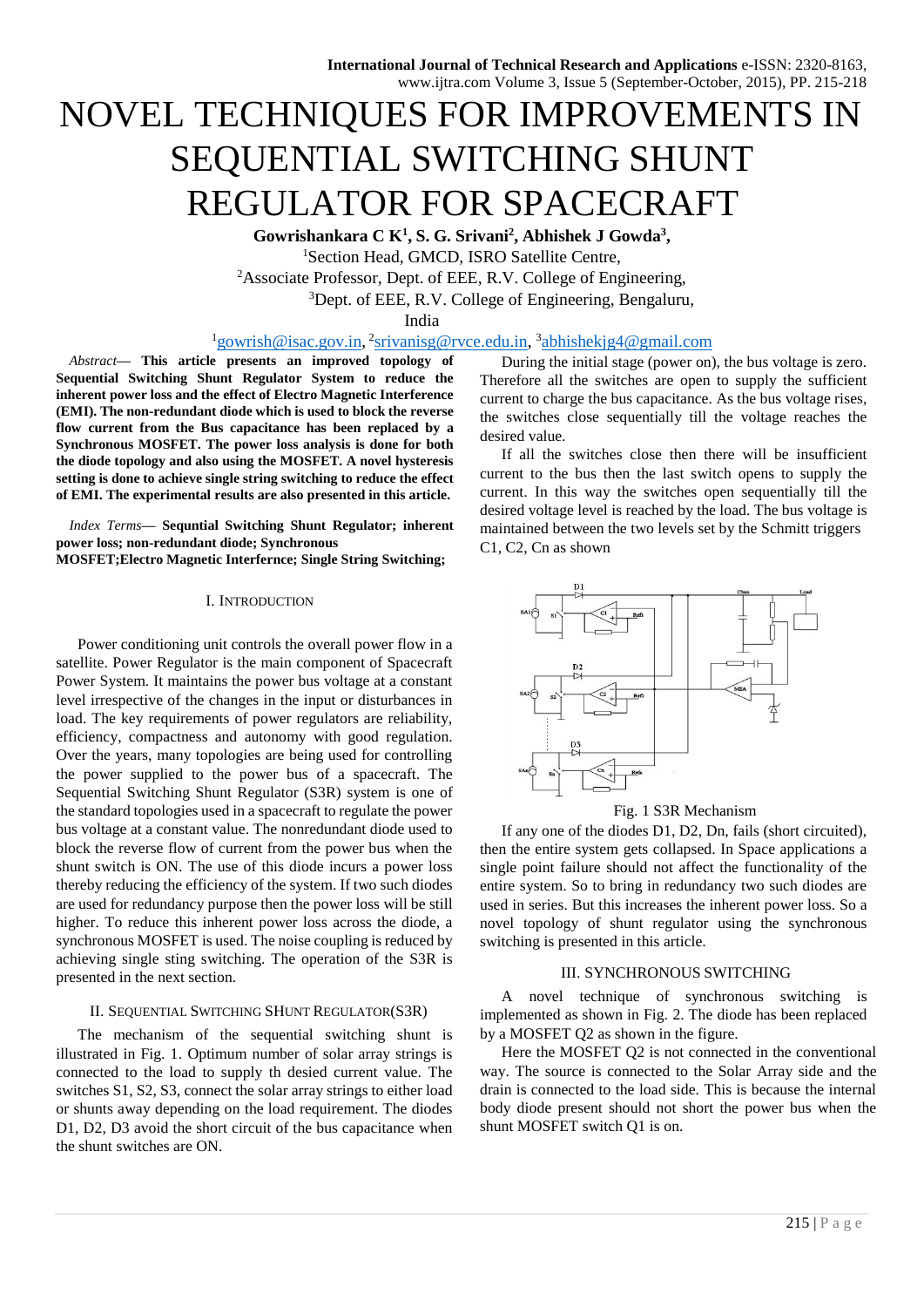// reasoning: The journal header line (name, e-ISSN, volume/issue/page range) and the "215 | Page" footer are running metadata, so they are left out.
// reasoning: Fig. 1 is a circuit diagram, but no image ID was provided, so there's no image_ref to place; only its caption is kept.

# NOVEL TECHNIQUES FOR IMPROVEMENTS IN SEQUENTIAL SWITCHING SHUNT REGULATOR FOR SPACECRAFT

**Gowrishankara C K[1], S. G. Srivani[2], Abhishek J Gowda[3],**

[1]Section Head, GMCD, ISRO Satellite Centre,
[2]Associate Professor, Dept. of EEE, R.V. College of Engineering,
[3]Dept. of EEE, R.V. College of Engineering, Bengaluru,
India

[1]gowrish@isac.gov.in, [2]srivanisg@rvce.edu.in, [3]abhishekjg4@gmail.com

*Abstract*— **This article presents an improved topology of Sequential Switching Shunt Regulator System to reduce the inherent power loss and the effect of Electro Magnetic Interference (EMI). The non-redundant diode which is used to block the reverse flow current from the Bus capacitance has been replaced by a Synchronous MOSFET. The power loss analysis is done for both the diode topology and also using the MOSFET. A novel hysteresis setting is done to achieve single string switching to reduce the effect of EMI. The experimental results are also presented in this article.**

*Index Terms*— **Sequntial Switching Shunt Regulator; inherent power loss; non-redundant diode; Synchronous MOSFET;Electro Magnetic Interfernce; Single String Switching;**

## I. INTRODUCTION

Power conditioning unit controls the overall power flow in a satellite. Power Regulator is the main component of Spacecraft Power System. It maintains the power bus voltage at a constant level irrespective of the changes in the input or disturbances in load. The key requirements of power regulators are reliability, efficiency, compactness and autonomy with good regulation. Over the years, many topologies are being used for controlling the power supplied to the power bus of a spacecraft. The Sequential Switching Shunt Regulator (S3R) system is one of the standard topologies used in a spacecraft to regulate the power bus voltage at a constant value. The nonredundant diode used to block the reverse flow of current from the power bus when the shunt switch is ON. The use of this diode incurs a power loss thereby reducing the efficiency of the system. If two such diodes are used for redundancy purpose then the power loss will be still higher. To reduce this inherent power loss across the diode, a synchronous MOSFET is used. The noise coupling is reduced by achieving single sting switching. The operation of the S3R is presented in the next section.

## II. SEQUENTIAL SWITCHING SHUNT REGULATOR(S3R)

The mechanism of the sequential switching shunt is illustrated in Fig. 1. Optimum number of solar array strings is connected to the load to supply th desied current value. The switches S1, S2, S3, connect the solar array strings to either load or shunts away depending on the load requirement. The diodes D1, D2, D3 avoid the short circuit of the bus capacitance when the shunt switches are ON.

During the initial stage (power on), the bus voltage is zero. Therefore all the switches are open to supply the sufficient current to charge the bus capacitance. As the bus voltage rises, the switches close sequentially till the voltage reaches the desired value.

If all the switches close then there will be insufficient current to the bus then the last switch opens to supply the current. In this way the switches open sequentially till the desired voltage level is reached by the load. The bus voltage is maintained between the two levels set by the Schmitt triggers C1, C2, Cn as shown

Fig. 1 S3R Mechanism

If any one of the diodes D1, D2, Dn, fails (short circuited), then the entire system gets collapsed. In Space applications a single point failure should not affect the functionality of the entire system. So to bring in redundancy two such diodes are used in series. But this increases the inherent power loss. So a novel topology of shunt regulator using the synchronous switching is presented in this article.

## III. SYNCHRONOUS SWITCHING

A novel technique of synchronous switching is implemented as shown in Fig. 2. The diode has been replaced by a MOSFET Q2 as shown in the figure.

Here the MOSFET Q2 is not connected in the conventional way. The source is connected to the Solar Array side and the drain is connected to the load side. This is because the internal body diode present should not short the power bus when the shunt MOSFET switch Q1 is on.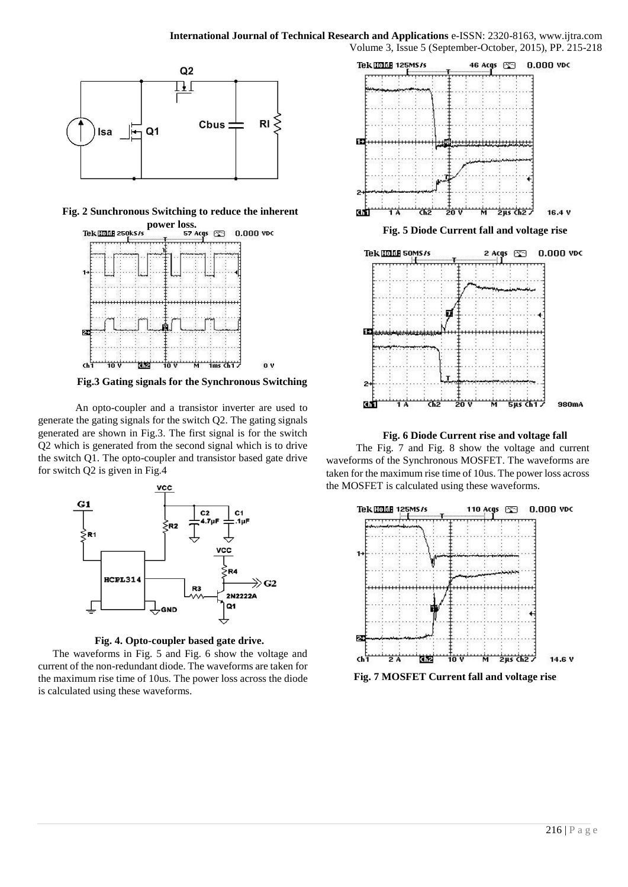Fig. 2 Sunchronous Switching to reduce the inherent power loss.

Fig.3 Gating signals for the Synchronous Switching

An opto-coupler and a transistor inverter are used to generate the gating signals for the switch Q2. The gating signals generated are shown in Fig.3. The first signal is for the switch Q2 which is generated from the second signal which is to drive the switch Q1. The opto-coupler and transistor based gate drive for switch Q2 is given in Fig.4

Fig. 4. Opto-coupler based gate drive.

The waveforms in Fig. 5 and Fig. 6 show the voltage and current of the non-redundant diode. The waveforms are taken for the maximum rise time of 10us. The power loss across the diode is calculated using these waveforms.

Fig. 5 Diode Current fall and voltage rise

Fig. 6 Diode Current rise and voltage fall

The Fig. 7 and Fig. 8 show the voltage and current waveforms of the Synchronous MOSFET. The waveforms are taken for the maximum rise time of 10us. The power loss across the MOSFET is calculated using these waveforms.

Fig. 7 MOSFET Current fall and voltage rise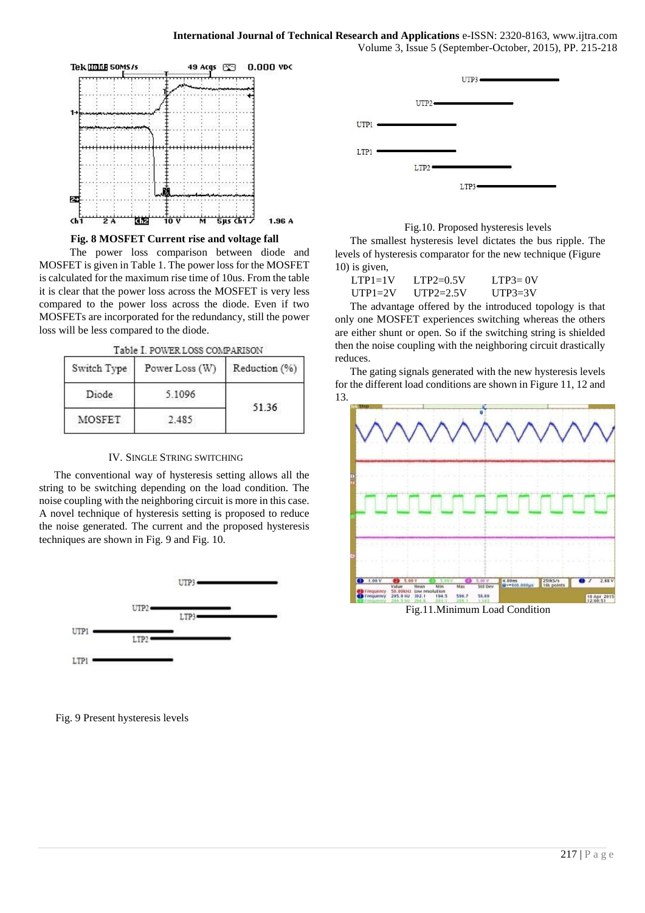**Fig. 8 MOSFET Current rise and voltage fall**

The power loss comparison between diode and MOSFET is given in Table 1. The power loss for the MOSFET is calculated for the maximum rise time of 10us. From the table it is clear that the power loss across the MOSFET is very less compared to the power loss across the diode. Even if two MOSFETs are incorporated for the redundancy, still the power loss will be less compared to the diode.

Table I. POWER LOSS COMPARISON

| Switch Type | Power Loss (W) | Reduction (%) |
|---|---|---|
| Diode | 5.1096 | 51.36 |
| MOSFET | 2.485 | |

## IV. SINGLE STRING SWITCHING

The conventional way of hysteresis setting allows all the string to be switching depending on the load condition. The noise coupling with the neighboring circuit is more in this case. A novel technique of hysteresis setting is proposed to reduce the noise generated. The current and the proposed hysteresis techniques are shown in Fig. 9 and Fig. 10.

Fig. 9 Present hysteresis levels

Fig.10. Proposed hysteresis levels

The smallest hysteresis level dictates the bus ripple. The levels of hysteresis comparator for the new technique (Figure 10) is given,

LTP1=1V LTP2=0.5V LTP3= 0V
UTP1=2V UTP2=2.5V UTP3=3V

The advantage offered by the introduced topology is that only one MOSFET experiences switching whereas the others are either shunt or open. So if the switching string is shielded then the noise coupling with the neighboring circuit drastically reduces.

The gating signals generated with the new hysteresis levels for the different load conditions are shown in Figure 11, 12 and 13.

Fig.11.Minimum Load Condition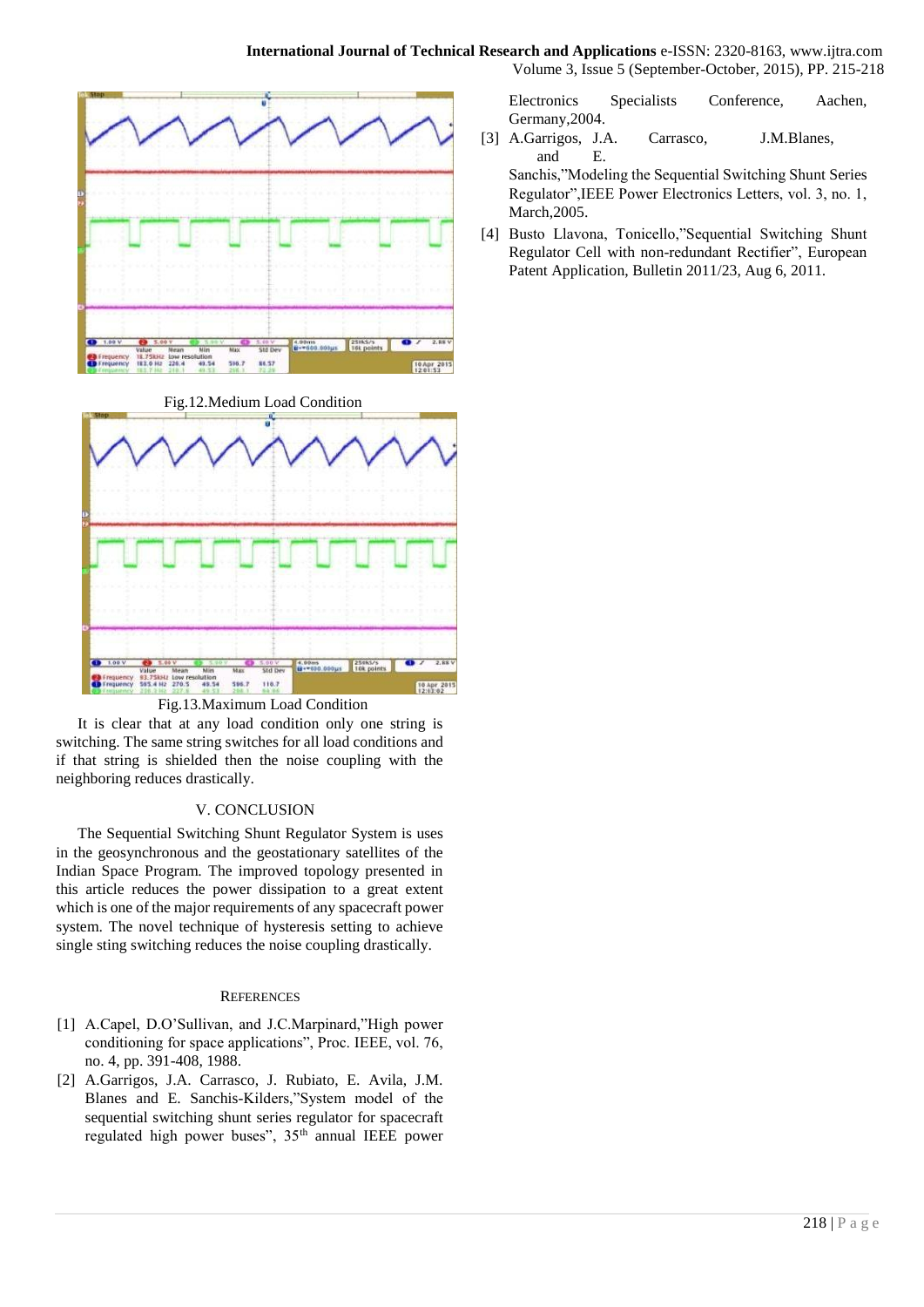Fig.12.Medium Load Condition

Fig.13.Maximum Load Condition

It is clear that at any load condition only one string is switching. The same string switches for all load conditions and if that string is shielded then the noise coupling with the neighboring reduces drastically.

## V. CONCLUSION

The Sequential Switching Shunt Regulator System is uses in the geosynchronous and the geostationary satellites of the Indian Space Program. The improved topology presented in this article reduces the power dissipation to a great extent which is one of the major requirements of any spacecraft power system. The novel technique of hysteresis setting to achieve single sting switching reduces the noise coupling drastically.

## REFERENCES

[1] A.Capel, D.O'Sullivan, and J.C.Marpinard,"High power conditioning for space applications", Proc. IEEE, vol. 76, no. 4, pp. 391-408, 1988.

[2] A.Garrigos, J.A. Carrasco, J. Rubiato, E. Avila, J.M. Blanes and E. Sanchis-Kilders,"System model of the sequential switching shunt series regulator for spacecraft regulated high power buses", 35th annual IEEE power Electronics Specialists Conference, Aachen, Germany,2004.

[3] A.Garrigos, J.A. Carrasco, J.M.Blanes, and E. Sanchis,"Modeling the Sequential Switching Shunt Series Regulator",IEEE Power Electronics Letters, vol. 3, no. 1, March,2005.

[4] Busto Llavona, Tonicello,"Sequential Switching Shunt Regulator Cell with non-redundant Rectifier", European Patent Application, Bulletin 2011/23, Aug 6, 2011.